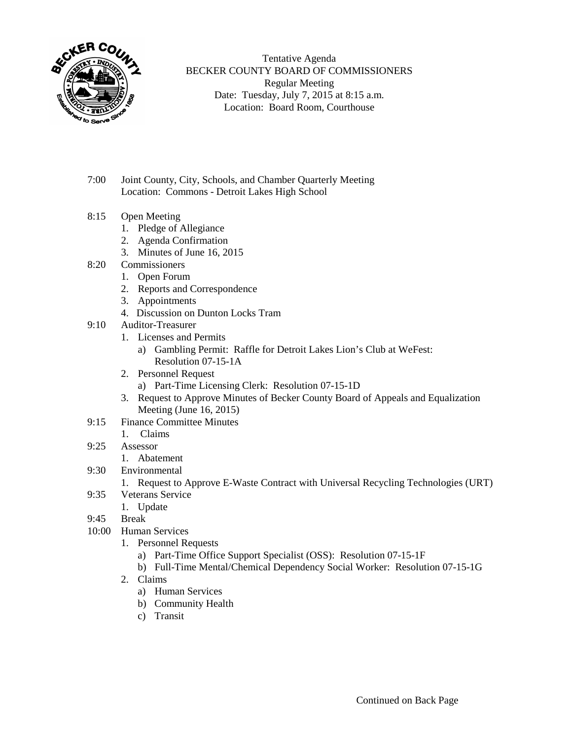Tentative Agenda
BECKER COUNTY BOARD OF COMMISSIONERS
Regular Meeting
Date: Tuesday, July 7, 2015 at 8:15 a.m.
Location: Board Room, Courthouse

7:00 Joint County, City, Schools, and Chamber Quarterly Meeting
Location: Commons - Detroit Lakes High School

8:15 Open Meeting
1. Pledge of Allegiance
2. Agenda Confirmation
3. Minutes of June 16, 2015

8:20 Commissioners
1. Open Forum
2. Reports and Correspondence
3. Appointments
4. Discussion on Dunton Locks Tram

9:10 Auditor-Treasurer
1. Licenses and Permits
   a) Gambling Permit: Raffle for Detroit Lakes Lion's Club at WeFest: Resolution 07-15-1A
2. Personnel Request
   a) Part-Time Licensing Clerk: Resolution 07-15-1D
3. Request to Approve Minutes of Becker County Board of Appeals and Equalization Meeting (June 16, 2015)

9:15 Finance Committee Minutes
1. Claims

9:25 Assessor
1. Abatement

9:30 Environmental
1. Request to Approve E-Waste Contract with Universal Recycling Technologies (URT)

9:35 Veterans Service
1. Update

9:45 Break

10:00 Human Services
1. Personnel Requests
   a) Part-Time Office Support Specialist (OSS): Resolution 07-15-1F
   b) Full-Time Mental/Chemical Dependency Social Worker: Resolution 07-15-1G
2. Claims
   a) Human Services
   b) Community Health
   c) Transit

Continued on Back Page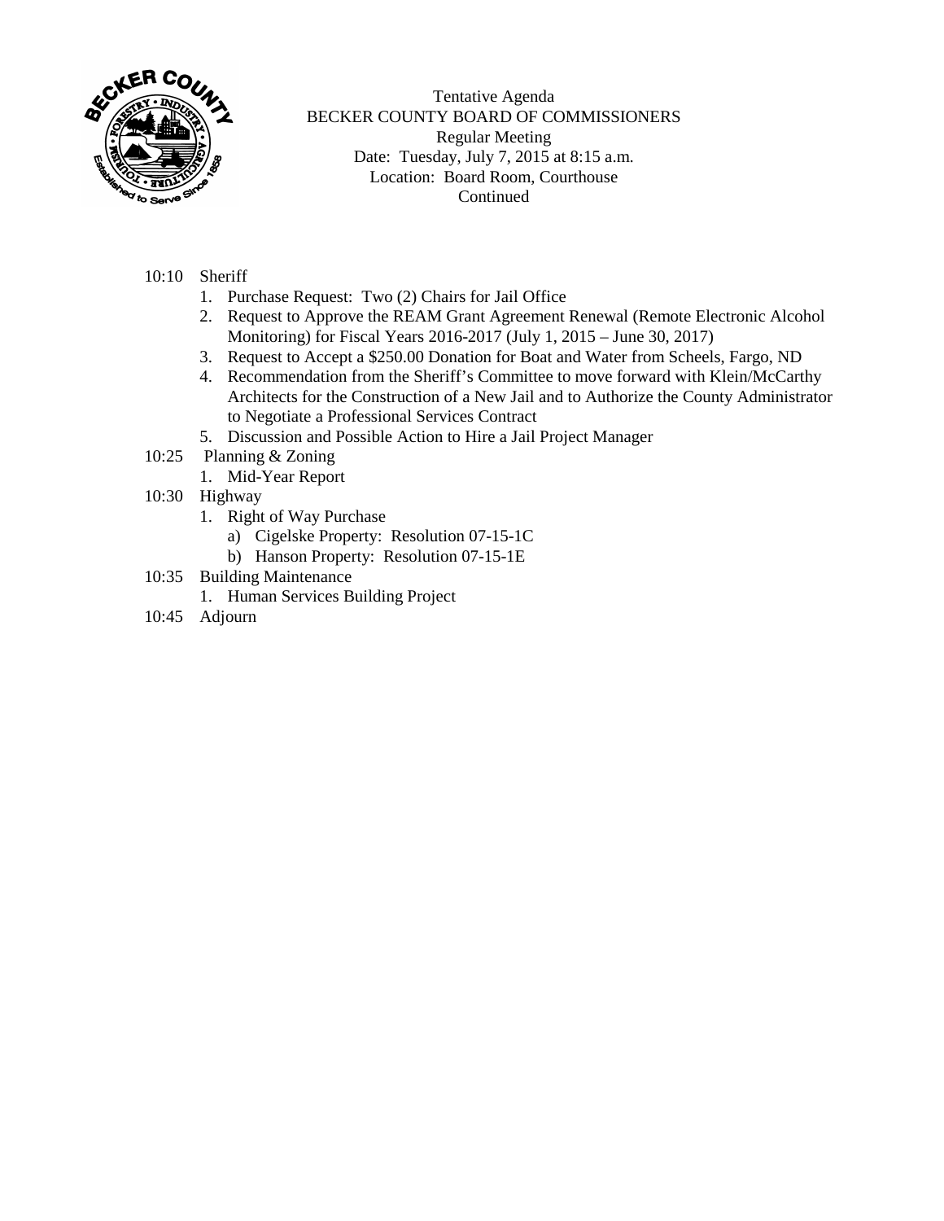Tentative Agenda
BECKER COUNTY BOARD OF COMMISSIONERS
Regular Meeting
Date: Tuesday, July 7, 2015 at 8:15 a.m.
Location: Board Room, Courthouse
Continued

- 10:10 Sheriff
  1. Purchase Request: Two (2) Chairs for Jail Office
  2. Request to Approve the REAM Grant Agreement Renewal (Remote Electronic Alcohol Monitoring) for Fiscal Years 2016-2017 (July 1, 2015 – June 30, 2017)
  3. Request to Accept a $250.00 Donation for Boat and Water from Scheels, Fargo, ND
  4. Recommendation from the Sheriff's Committee to move forward with Klein/McCarthy Architects for the Construction of a New Jail and to Authorize the County Administrator to Negotiate a Professional Services Contract
  5. Discussion and Possible Action to Hire a Jail Project Manager
- 10:25 Planning & Zoning
  1. Mid-Year Report
- 10:30 Highway
  1. Right of Way Purchase
     a) Cigelske Property: Resolution 07-15-1C
     b) Hanson Property: Resolution 07-15-1E
- 10:35 Building Maintenance
  1. Human Services Building Project
- 10:45 Adjourn